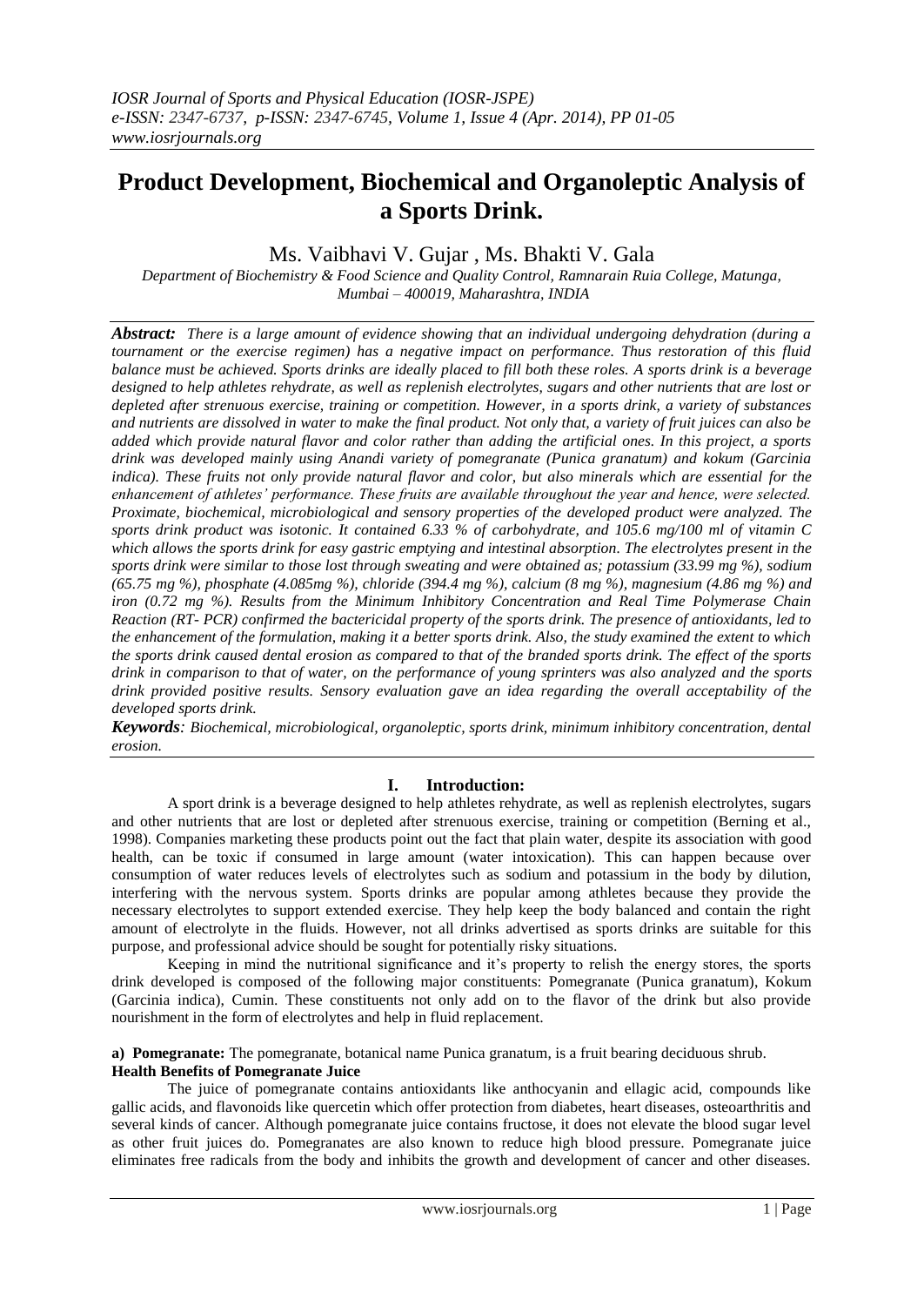# Product Development, Biochemical and Organoleptic Analysis of a Sports Drink.

Ms. Vaibhavi V. Gujar , Ms. Bhakti V. Gala

*Department of Biochemistry & Food Science and Quality Control, Ramnarain Ruia College, Matunga, Mumbai – 400019, Maharashtra, INDIA*

***Abstract:*** *There is a large amount of evidence showing that an individual undergoing dehydration (during a tournament or the exercise regimen) has a negative impact on performance. Thus restoration of this fluid balance must be achieved. Sports drinks are ideally placed to fill both these roles. A sports drink is a beverage designed to help athletes rehydrate, as well as replenish electrolytes, sugars and other nutrients that are lost or depleted after strenuous exercise, training or competition. However, in a sports drink, a variety of substances and nutrients are dissolved in water to make the final product. Not only that, a variety of fruit juices can also be added which provide natural flavor and color rather than adding the artificial ones. In this project, a sports drink was developed mainly using Anandi variety of pomegranate (Punica granatum) and kokum (Garcinia indica). These fruits not only provide natural flavor and color, but also minerals which are essential for the enhancement of athletes' performance. These fruits are available throughout the year and hence, were selected. Proximate, biochemical, microbiological and sensory properties of the developed product were analyzed. The sports drink product was isotonic. It contained 6.33 % of carbohydrate, and 105.6 mg/100 ml of vitamin C which allows the sports drink for easy gastric emptying and intestinal absorption. The electrolytes present in the sports drink were similar to those lost through sweating and were obtained as; potassium (33.99 mg %), sodium (65.75 mg %), phosphate (4.085mg %), chloride (394.4 mg %), calcium (8 mg %), magnesium (4.86 mg %) and iron (0.72 mg %). Results from the Minimum Inhibitory Concentration and Real Time Polymerase Chain Reaction (RT- PCR) confirmed the bactericidal property of the sports drink. The presence of antioxidants, led to the enhancement of the formulation, making it a better sports drink. Also, the study examined the extent to which the sports drink caused dental erosion as compared to that of the branded sports drink. The effect of the sports drink in comparison to that of water, on the performance of young sprinters was also analyzed and the sports drink provided positive results. Sensory evaluation gave an idea regarding the overall acceptability of the developed sports drink.*

***Keywords****: Biochemical, microbiological, organoleptic, sports drink, minimum inhibitory concentration, dental erosion.*

## I. Introduction:

A sport drink is a beverage designed to help athletes rehydrate, as well as replenish electrolytes, sugars and other nutrients that are lost or depleted after strenuous exercise, training or competition (Berning et al., 1998). Companies marketing these products point out the fact that plain water, despite its association with good health, can be toxic if consumed in large amount (water intoxication). This can happen because over consumption of water reduces levels of electrolytes such as sodium and potassium in the body by dilution, interfering with the nervous system. Sports drinks are popular among athletes because they provide the necessary electrolytes to support extended exercise. They help keep the body balanced and contain the right amount of electrolyte in the fluids. However, not all drinks advertised as sports drinks are suitable for this purpose, and professional advice should be sought for potentially risky situations.

Keeping in mind the nutritional significance and it's property to relish the energy stores, the sports drink developed is composed of the following major constituents: Pomegranate (Punica granatum), Kokum (Garcinia indica), Cumin. These constituents not only add on to the flavor of the drink but also provide nourishment in the form of electrolytes and help in fluid replacement.

**a) Pomegranate:** The pomegranate, botanical name Punica granatum, is a fruit bearing deciduous shrub.

**Health Benefits of Pomegranate Juice**

The juice of pomegranate contains antioxidants like anthocyanin and ellagic acid, compounds like gallic acids, and flavonoids like quercetin which offer protection from diabetes, heart diseases, osteoarthritis and several kinds of cancer. Although pomegranate juice contains fructose, it does not elevate the blood sugar level as other fruit juices do. Pomegranates are also known to reduce high blood pressure. Pomegranate juice eliminates free radicals from the body and inhibits the growth and development of cancer and other diseases.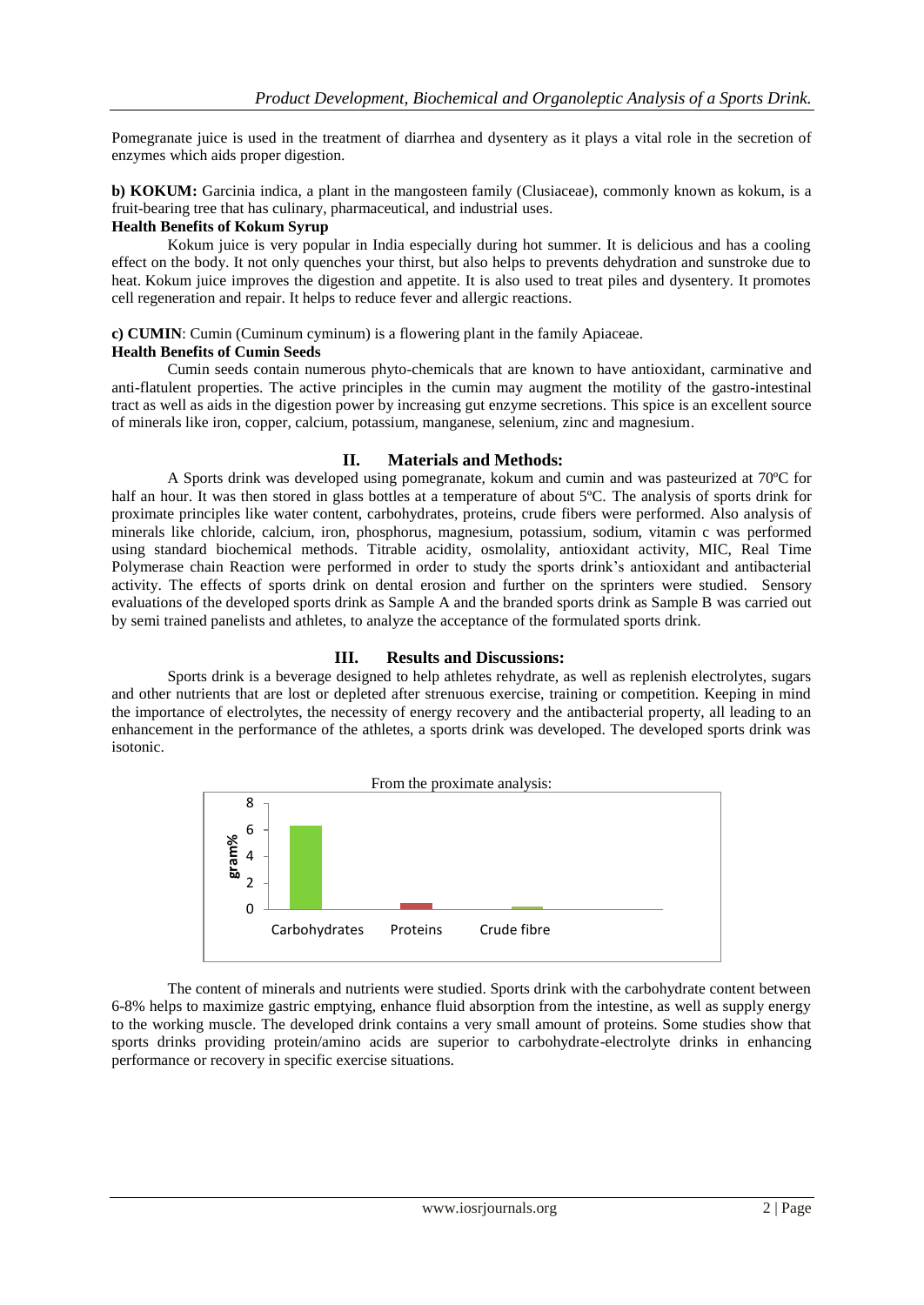Pomegranate juice is used in the treatment of diarrhea and dysentery as it plays a vital role in the secretion of enzymes which aids proper digestion.

**b) KOKUM:** Garcinia indica, a plant in the mangosteen family (Clusiaceae), commonly known as kokum, is a fruit-bearing tree that has culinary, pharmaceutical, and industrial uses.

**Health Benefits of Kokum Syrup**

Kokum juice is very popular in India especially during hot summer. It is delicious and has a cooling effect on the body. It not only quenches your thirst, but also helps to prevents dehydration and sunstroke due to heat. Kokum juice improves the digestion and appetite. It is also used to treat piles and dysentery. It promotes cell regeneration and repair. It helps to reduce fever and allergic reactions.

**c) CUMIN**: Cumin (Cuminum cyminum) is a flowering plant in the family Apiaceae.

**Health Benefits of Cumin Seeds**

Cumin seeds contain numerous phyto-chemicals that are known to have antioxidant, carminative and anti-flatulent properties. The active principles in the cumin may augment the motility of the gastro-intestinal tract as well as aids in the digestion power by increasing gut enzyme secretions. This spice is an excellent source of minerals like iron, copper, calcium, potassium, manganese, selenium, zinc and magnesium.

## II. Materials and Methods:

A Sports drink was developed using pomegranate, kokum and cumin and was pasteurized at 70ºC for half an hour. It was then stored in glass bottles at a temperature of about 5ºC. The analysis of sports drink for proximate principles like water content, carbohydrates, proteins, crude fibers were performed. Also analysis of minerals like chloride, calcium, iron, phosphorus, magnesium, potassium, sodium, vitamin c was performed using standard biochemical methods. Titrable acidity, osmolality, antioxidant activity, MIC, Real Time Polymerase chain Reaction were performed in order to study the sports drink's antioxidant and antibacterial activity. The effects of sports drink on dental erosion and further on the sprinters were studied. Sensory evaluations of the developed sports drink as Sample A and the branded sports drink as Sample B was carried out by semi trained panelists and athletes, to analyze the acceptance of the formulated sports drink.

## III. Results and Discussions:

Sports drink is a beverage designed to help athletes rehydrate, as well as replenish electrolytes, sugars and other nutrients that are lost or depleted after strenuous exercise, training or competition. Keeping in mind the importance of electrolytes, the necessity of energy recovery and the antibacterial property, all leading to an enhancement in the performance of the athletes, a sports drink was developed. The developed sports drink was isotonic.

From the proximate analysis:

The content of minerals and nutrients were studied. Sports drink with the carbohydrate content between 6-8% helps to maximize gastric emptying, enhance fluid absorption from the intestine, as well as supply energy to the working muscle. The developed drink contains a very small amount of proteins. Some studies show that sports drinks providing protein/amino acids are superior to carbohydrate-electrolyte drinks in enhancing performance or recovery in specific exercise situations.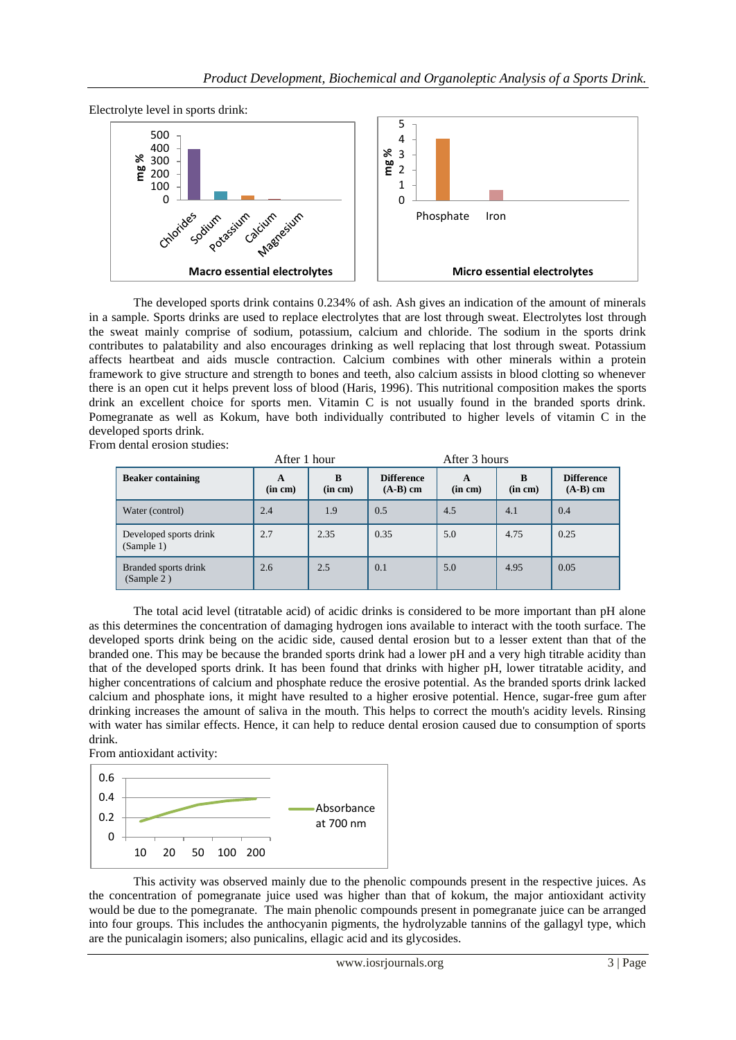Electrolyte level in sports drink:

The developed sports drink contains 0.234% of ash. Ash gives an indication of the amount of minerals in a sample. Sports drinks are used to replace electrolytes that are lost through sweat. Electrolytes lost through the sweat mainly comprise of sodium, potassium, calcium and chloride. The sodium in the sports drink contributes to palatability and also encourages drinking as well replacing that lost through sweat. Potassium affects heartbeat and aids muscle contraction. Calcium combines with other minerals within a protein framework to give structure and strength to bones and teeth, also calcium assists in blood clotting so whenever there is an open cut it helps prevent loss of blood (Haris, 1996). This nutritional composition makes the sports drink an excellent choice for sports men. Vitamin C is not usually found in the branded sports drink. Pomegranate as well as Kokum, have both individually contributed to higher levels of vitamin C in the developed sports drink.

From dental erosion studies:

| | After 1 hour | | | After 3 hours | | |
|---|---|---|---|---|---|---|
| **Beaker containing** | **A (in cm)** | **B (in cm)** | **Difference (A-B) cm** | **A (in cm)** | **B (in cm)** | **Difference (A-B) cm** |
| Water (control) | 2.4 | 1.9 | 0.5 | 4.5 | 4.1 | 0.4 |
| Developed sports drink (Sample 1) | 2.7 | 2.35 | 0.35 | 5.0 | 4.75 | 0.25 |
| Branded sports drink (Sample 2 ) | 2.6 | 2.5 | 0.1 | 5.0 | 4.95 | 0.05 |

The total acid level (titratable acid) of acidic drinks is considered to be more important than pH alone as this determines the concentration of damaging hydrogen ions available to interact with the tooth surface. The developed sports drink being on the acidic side, caused dental erosion but to a lesser extent than that of the branded one. This may be because the branded sports drink had a lower pH and a very high titrable acidity than that of the developed sports drink. It has been found that drinks with higher pH, lower titratable acidity, and higher concentrations of calcium and phosphate reduce the erosive potential. As the branded sports drink lacked calcium and phosphate ions, it might have resulted to a higher erosive potential. Hence, sugar-free gum after drinking increases the amount of saliva in the mouth. This helps to correct the mouth's acidity levels. Rinsing with water has similar effects. Hence, it can help to reduce dental erosion caused due to consumption of sports drink.

From antioxidant activity:

This activity was observed mainly due to the phenolic compounds present in the respective juices. As the concentration of pomegranate juice used was higher than that of kokum, the major antioxidant activity would be due to the pomegranate. The main phenolic compounds present in pomegranate juice can be arranged into four groups. This includes the anthocyanin pigments, the hydrolyzable tannins of the gallagyl type, which are the punicalagin isomers; also punicalins, ellagic acid and its glycosides.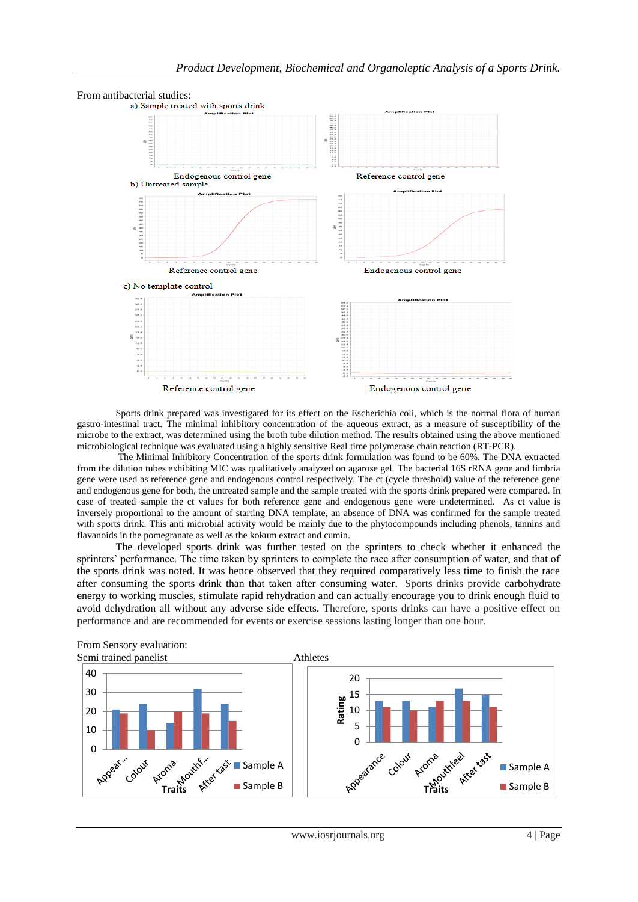From antibacterial studies:

a) Sample treated with sports drink

Endogenous control gene

Reference control gene

b) Untreated sample

Reference control gene

Endogenous control gene

c) No template control

Reference control gene

Endogenous control gene

Sports drink prepared was investigated for its effect on the Escherichia coli, which is the normal flora of human gastro-intestinal tract. The minimal inhibitory concentration of the aqueous extract, as a measure of susceptibility of the microbe to the extract, was determined using the broth tube dilution method. The results obtained using the above mentioned microbiological technique was evaluated using a highly sensitive Real time polymerase chain reaction (RT-PCR).

The Minimal Inhibitory Concentration of the sports drink formulation was found to be 60%. The DNA extracted from the dilution tubes exhibiting MIC was qualitatively analyzed on agarose gel. The bacterial 16S rRNA gene and fimbria gene were used as reference gene and endogenous control respectively. The ct (cycle threshold) value of the reference gene and endogenous gene for both, the untreated sample and the sample treated with the sports drink prepared were compared. In case of treated sample the ct values for both reference gene and endogenous gene were undetermined. As ct value is inversely proportional to the amount of starting DNA template, an absence of DNA was confirmed for the sample treated with sports drink. This anti microbial activity would be mainly due to the phytocompounds including phenols, tannins and flavanoids in the pomegranate as well as the kokum extract and cumin.

The developed sports drink was further tested on the sprinters to check whether it enhanced the sprinters' performance. The time taken by sprinters to complete the race after consumption of water, and that of the sports drink was noted. It was hence observed that they required comparatively less time to finish the race after consuming the sports drink than that taken after consuming water. Sports drinks provide carbohydrate energy to working muscles, stimulate rapid rehydration and can actually encourage you to drink enough fluid to avoid dehydration all without any adverse side effects. Therefore, sports drinks can have a positive effect on performance and are recommended for events or exercise sessions lasting longer than one hour.

From Sensory evaluation:

Semi trained panelist

Athletes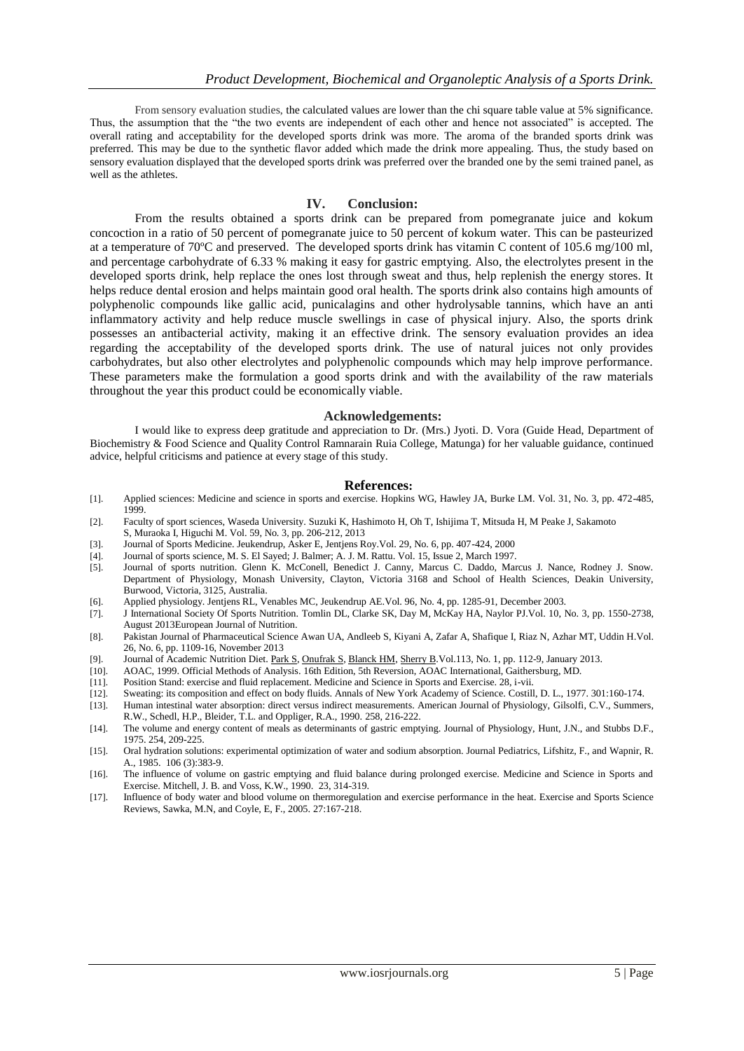From sensory evaluation studies, the calculated values are lower than the chi square table value at 5% significance. Thus, the assumption that the "the two events are independent of each other and hence not associated" is accepted. The overall rating and acceptability for the developed sports drink was more. The aroma of the branded sports drink was preferred. This may be due to the synthetic flavor added which made the drink more appealing. Thus, the study based on sensory evaluation displayed that the developed sports drink was preferred over the branded one by the semi trained panel, as well as the athletes.

## IV. Conclusion:

From the results obtained a sports drink can be prepared from pomegranate juice and kokum concoction in a ratio of 50 percent of pomegranate juice to 50 percent of kokum water. This can be pasteurized at a temperature of 70ºC and preserved. The developed sports drink has vitamin C content of 105.6 mg/100 ml, and percentage carbohydrate of 6.33 % making it easy for gastric emptying. Also, the electrolytes present in the developed sports drink, help replace the ones lost through sweat and thus, help replenish the energy stores. It helps reduce dental erosion and helps maintain good oral health. The sports drink also contains high amounts of polyphenolic compounds like gallic acid, punicalagins and other hydrolysable tannins, which have an anti inflammatory activity and help reduce muscle swellings in case of physical injury. Also, the sports drink possesses an antibacterial activity, making it an effective drink. The sensory evaluation provides an idea regarding the acceptability of the developed sports drink. The use of natural juices not only provides carbohydrates, but also other electrolytes and polyphenolic compounds which may help improve performance. These parameters make the formulation a good sports drink and with the availability of the raw materials throughout the year this product could be economically viable.

## Acknowledgements:

I would like to express deep gratitude and appreciation to Dr. (Mrs.) Jyoti. D. Vora (Guide Head, Department of Biochemistry & Food Science and Quality Control Ramnarain Ruia College, Matunga) for her valuable guidance, continued advice, helpful criticisms and patience at every stage of this study.

## References:

[1]. Applied sciences: Medicine and science in sports and exercise. Hopkins WG, Hawley JA, Burke LM. Vol. 31, No. 3, pp. 472-485, 1999.

[2]. Faculty of sport sciences, Waseda University. Suzuki K, Hashimoto H, Oh T, Ishijima T, Mitsuda H, M Peake J, Sakamoto S, Muraoka I, Higuchi M. Vol. 59, No. 3, pp. 206-212, 2013

[3]. Journal of Sports Medicine. Jeukendrup, Asker E, Jentjens Roy.Vol. 29, No. 6, pp. 407-424, 2000

[4]. Journal of sports science, M. S. El Sayed; J. Balmer; A. J. M. Rattu. Vol. 15, Issue 2, March 1997.

[5]. Journal of sports nutrition. Glenn K. McConell, Benedict J. Canny, Marcus C. Daddo, Marcus J. Nance, Rodney J. Snow. Department of Physiology, Monash University, Clayton, Victoria 3168 and School of Health Sciences, Deakin University, Burwood, Victoria, 3125, Australia.

[6]. Applied physiology. Jentjens RL, Venables MC, Jeukendrup AE.Vol. 96, No. 4, pp. 1285-91, December 2003.

[7]. J International Society Of Sports Nutrition. Tomlin DL, Clarke SK, Day M, McKay HA, Naylor PJ.Vol. 10, No. 3, pp. 1550-2738, August 2013European Journal of Nutrition.

[8]. Pakistan Journal of Pharmaceutical Science Awan UA, Andleeb S, Kiyani A, Zafar A, Shafique I, Riaz N, Azhar MT, Uddin H.Vol. 26, No. 6, pp. 1109-16, November 2013

[9]. Journal of Academic Nutrition Diet. Park S, Onufrak S, Blanck HM, Sherry B.Vol.113, No. 1, pp. 112-9, January 2013.

[10]. AOAC, 1999. Official Methods of Analysis. 16th Edition, 5th Reversion, AOAC International, Gaithersburg, MD.

[11]. Position Stand: exercise and fluid replacement. Medicine and Science in Sports and Exercise. 28, i-vii.

[12]. Sweating: its composition and effect on body fluids. Annals of New York Academy of Science. Costill, D. L., 1977. 301:160-174.

[13]. Human intestinal water absorption: direct versus indirect measurements. American Journal of Physiology, Gilsolfi, C.V., Summers, R.W., Schedl, H.P., Bleider, T.L. and Oppliger, R.A., 1990. 258, 216-222.

[14]. The volume and energy content of meals as determinants of gastric emptying. Journal of Physiology, Hunt, J.N., and Stubbs D.F., 1975. 254, 209-225.

[15]. Oral hydration solutions: experimental optimization of water and sodium absorption. Journal Pediatrics, Lifshitz, F., and Wapnir, R. A., 1985. 106 (3):383-9.

[16]. The influence of volume on gastric emptying and fluid balance during prolonged exercise. Medicine and Science in Sports and Exercise. Mitchell, J. B. and Voss, K.W., 1990. 23, 314-319.

[17]. Influence of body water and blood volume on thermoregulation and exercise performance in the heat. Exercise and Sports Science Reviews, Sawka, M.N, and Coyle, E, F., 2005. 27:167-218.